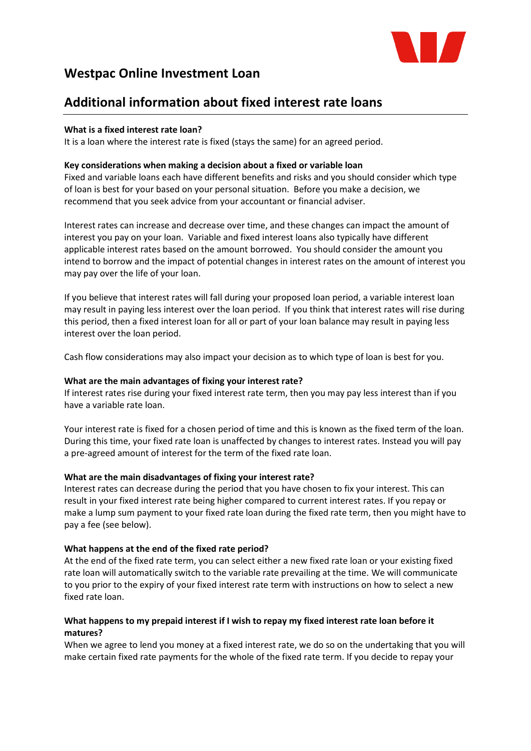# Westpac Online Investment Loan

## Additional information about fixed interest rate loans

**What is a fixed interest rate loan?**
It is a loan where the interest rate is fixed (stays the same) for an agreed period.

**Key considerations when making a decision about a fixed or variable loan**
Fixed and variable loans each have different benefits and risks and you should consider which type of loan is best for your based on your personal situation. Before you make a decision, we recommend that you seek advice from your accountant or financial adviser.

Interest rates can increase and decrease over time, and these changes can impact the amount of interest you pay on your loan. Variable and fixed interest loans also typically have different applicable interest rates based on the amount borrowed. You should consider the amount you intend to borrow and the impact of potential changes in interest rates on the amount of interest you may pay over the life of your loan.

If you believe that interest rates will fall during your proposed loan period, a variable interest loan may result in paying less interest over the loan period. If you think that interest rates will rise during this period, then a fixed interest loan for all or part of your loan balance may result in paying less interest over the loan period.

Cash flow considerations may also impact your decision as to which type of loan is best for you.

**What are the main advantages of fixing your interest rate?**
If interest rates rise during your fixed interest rate term, then you may pay less interest than if you have a variable rate loan.

Your interest rate is fixed for a chosen period of time and this is known as the fixed term of the loan. During this time, your fixed rate loan is unaffected by changes to interest rates. Instead you will pay a pre-agreed amount of interest for the term of the fixed rate loan.

**What are the main disadvantages of fixing your interest rate?**
Interest rates can decrease during the period that you have chosen to fix your interest. This can result in your fixed interest rate being higher compared to current interest rates. If you repay or make a lump sum payment to your fixed rate loan during the fixed rate term, then you might have to pay a fee (see below).

**What happens at the end of the fixed rate period?**
At the end of the fixed rate term, you can select either a new fixed rate loan or your existing fixed rate loan will automatically switch to the variable rate prevailing at the time. We will communicate to you prior to the expiry of your fixed interest rate term with instructions on how to select a new fixed rate loan.

**What happens to my prepaid interest if I wish to repay my fixed interest rate loan before it matures?**
When we agree to lend you money at a fixed interest rate, we do so on the undertaking that you will make certain fixed rate payments for the whole of the fixed rate term. If you decide to repay your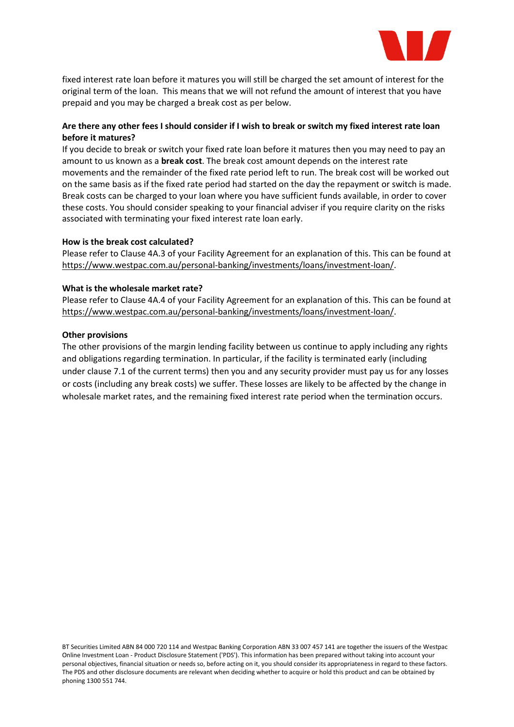fixed interest rate loan before it matures you will still be charged the set amount of interest for the original term of the loan. This means that we will not refund the amount of interest that you have prepaid and you may be charged a break cost as per below.

**Are there any other fees I should consider if I wish to break or switch my fixed interest rate loan before it matures?**

If you decide to break or switch your fixed rate loan before it matures then you may need to pay an amount to us known as a **break cost**. The break cost amount depends on the interest rate movements and the remainder of the fixed rate period left to run. The break cost will be worked out on the same basis as if the fixed rate period had started on the day the repayment or switch is made. Break costs can be charged to your loan where you have sufficient funds available, in order to cover these costs. You should consider speaking to your financial adviser if you require clarity on the risks associated with terminating your fixed interest rate loan early.

**How is the break cost calculated?**

Please refer to Clause 4A.3 of your Facility Agreement for an explanation of this. This can be found at https://www.westpac.com.au/personal-banking/investments/loans/investment-loan/.

**What is the wholesale market rate?**

Please refer to Clause 4A.4 of your Facility Agreement for an explanation of this. This can be found at https://www.westpac.com.au/personal-banking/investments/loans/investment-loan/.

**Other provisions**

The other provisions of the margin lending facility between us continue to apply including any rights and obligations regarding termination. In particular, if the facility is terminated early (including under clause 7.1 of the current terms) then you and any security provider must pay us for any losses or costs (including any break costs) we suffer. These losses are likely to be affected by the change in wholesale market rates, and the remaining fixed interest rate period when the termination occurs.

BT Securities Limited ABN 84 000 720 114 and Westpac Banking Corporation ABN 33 007 457 141 are together the issuers of the Westpac Online Investment Loan - Product Disclosure Statement ('PDS'). This information has been prepared without taking into account your personal objectives, financial situation or needs so, before acting on it, you should consider its appropriateness in regard to these factors. The PDS and other disclosure documents are relevant when deciding whether to acquire or hold this product and can be obtained by phoning 1300 551 744.